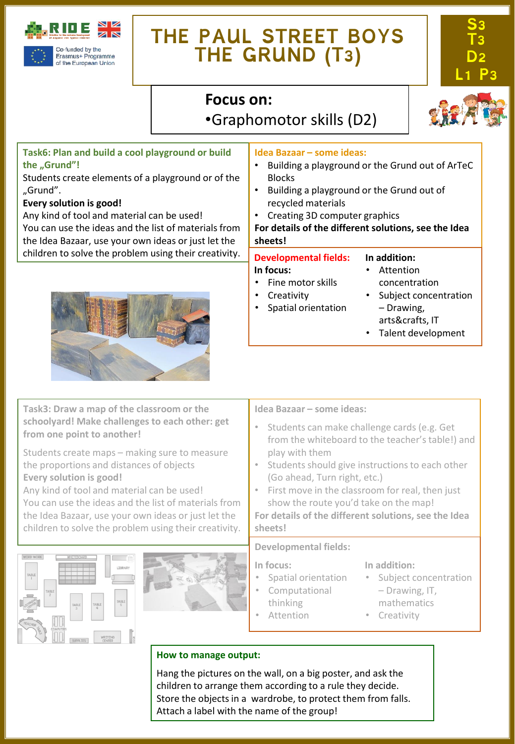# THE PAUL STREET BOYS
# THE GRUND (T3)

S3
T3
D2
L1 P3

Co-funded by the Erasmus+ Programme of the European Union

## Focus on:

- Graphomotor skills (D2)

**Task6: Plan and build a cool playground or build the „Grund"!**

Students create elements of a playground or of the „Grund".

**Every solution is good!**

Any kind of tool and material can be used!

You can use the ideas and the list of materials from the Idea Bazaar, use your own ideas or just let the children to solve the problem using their creativity.

**Idea Bazaar – some ideas:**

- Building a playground or the Grund out of ArTeC Blocks
- Building a playground or the Grund out of recycled materials
- Creating 3D computer graphics

**For details of the different solutions, see the Idea sheets!**

**Developmental fields:**

**In focus:**

- Fine motor skills
- Creativity
- Spatial orientation

**In addition:**

- Attention concentration
- Subject concentration – Drawing, arts&crafts, IT
- Talent development

**Task3: Draw a map of the classroom or the schoolyard! Make challenges to each other: get from one point to another!**

Students create maps – making sure to measure the proportions and distances of objects

**Every solution is good!**

Any kind of tool and material can be used!

You can use the ideas and the list of materials from the Idea Bazaar, use your own ideas or just let the children to solve the problem using their creativity.

**Idea Bazaar – some ideas:**

- Students can make challenge cards (e.g. Get from the whiteboard to the teacher's table!) and play with them
- Students should give instructions to each other (Go ahead, Turn right, etc.)
- First move in the classroom for real, then just show the route you'd take on the map!

**For details of the different solutions, see the Idea sheets!**

**Developmental fields:**

**In focus:**

- Spatial orientation
- Computational thinking
- Attention

**In addition:**

- Subject concentration – Drawing, IT, mathematics
- Creativity

**How to manage output:**

Hang the pictures on the wall, on a big poster, and ask the children to arrange them according to a rule they decide.
Store the objects in a wardrobe, to protect them from falls.
Attach a label with the name of the group!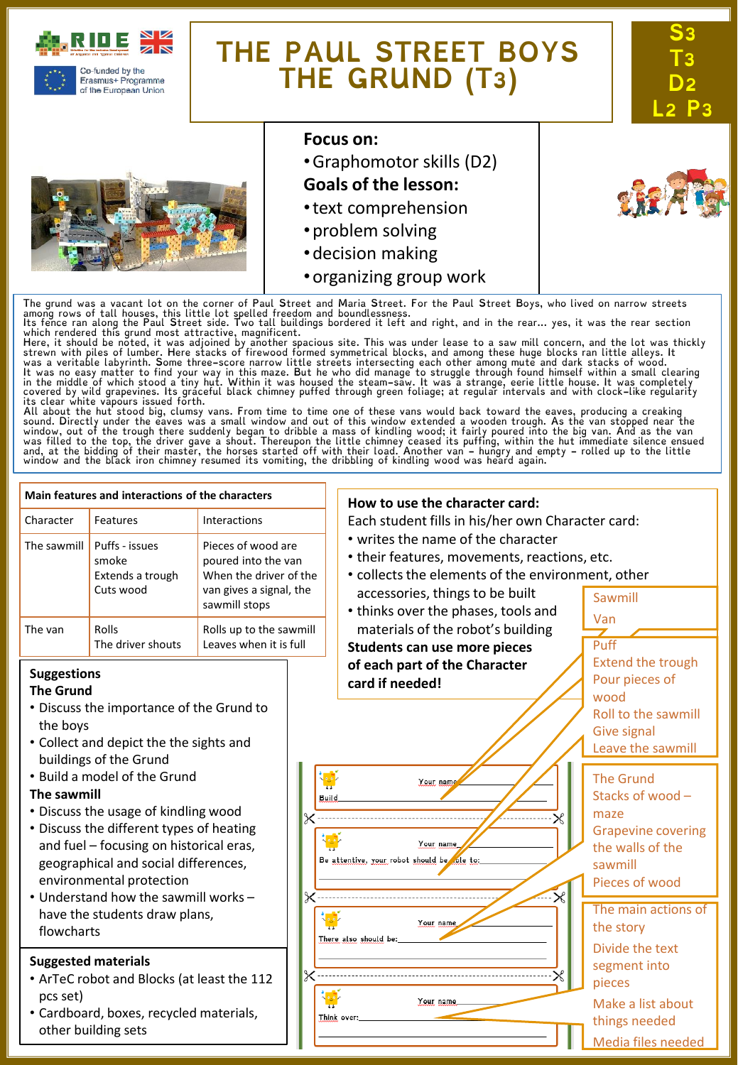# THE PAUL STREET BOYS
# THE GRUND (T3)

S3
T3
D2
L2 P3

Co-funded by the Erasmus+ Programme of the European Union

**Focus on:**

- Graphomotor skills (D2)

**Goals of the lesson:**

- text comprehension
- problem solving
- decision making
- organizing group work

The grund was a vacant lot on the corner of Paul Street and Maria Street. For the Paul Street Boys, who lived on narrow streets among rows of tall houses, this little lot spelled freedom and boundlessness.
Its fence ran along the Paul Street side. Two tall buildings bordered it left and right, and in the rear... yes, it was the rear section which rendered this grund most attractive, magnificent.
Here, it should be noted, it was adjoined by another spacious site. This was under lease to a saw mill concern, and the lot was thickly strewn with piles of lumber. Here stacks of firewood formed symmetrical blocks, and among these huge blocks ran little alleys. It was a veritable labyrinth. Some three-score narrow little streets intersecting each other among mute and dark stacks of wood.
It was no easy matter to find your way in this maze. But he who did manage to struggle through found himself within a small clearing in the middle of which stood a tiny hut. Within it was housed the steam-saw. It was a strange, eerie little house. It was completely covered by wild grapevines. Its graceful black chimney puffed through green foliage; at regular intervals and with clock-like regularity its clear white vapours issued forth.
All about the hut stood big, clumsy vans. From time to time one of these vans would back toward the eaves, producing a creaking sound. Directly under the eaves was a small window and out of this window extended a wooden trough. As the van stopped near the window, out of the trough there suddenly began to dribble a mass of kindling wood; it fairly poured into the big van. And as the van was filled to the top, the driver gave a shout. Thereupon the little chimney ceased its puffing, within the hut immediate silence ensued and, at the bidding of their master, the horses started off with their load. Another van – hungry and empty – rolled up to the little window and the black iron chimney resumed its vomiting, the dribbling of kindling wood was heard again.

**Main features and interactions of the characters**

| Character | Features | Interactions |
|---|---|---|
| The sawmill | Puffs - issues smoke<br>Extends a trough<br>Cuts wood | Pieces of wood are poured into the van<br>When the driver of the van gives a signal, the sawmill stops |
| The van | Rolls<br>The driver shouts | Rolls up to the sawmill<br>Leaves when it is full |

**Suggestions**

**The Grund**

- Discuss the importance of the Grund to the boys
- Collect and depict the the sights and buildings of the Grund
- Build a model of the Grund

**The sawmill**

- Discuss the usage of kindling wood
- Discuss the different types of heating and fuel – focusing on historical eras, geographical and social differences, environmental protection
- Understand how the sawmill works – have the students draw plans, flowcharts

**Suggested materials**

- ArTeC robot and Blocks (at least the 112 pcs set)
- Cardboard, boxes, recycled materials, other building sets

**How to use the character card:**

Each student fills in his/her own Character card:

- writes the name of the character
- their features, movements, reactions, etc.
- collects the elements of the environment, other accessories, things to be built
- thinks over the phases, tools and materials of the robot's building

**Students can use more pieces of each part of the Character card if needed!**

Your name
Build

Your name
Be attentive, your robot should be able to:

Your name
There also should be:

Your name
Think over:

Sawmill
Van

Puff
Extend the trough
Pour pieces of wood
Roll to the sawmill
Give signal
Leave the sawmill

The Grund
Stacks of wood – maze
Grapevine covering the walls of the sawmill
Pieces of wood

The main actions of the story
Divide the text segment into pieces
Make a list about things needed
Media files needed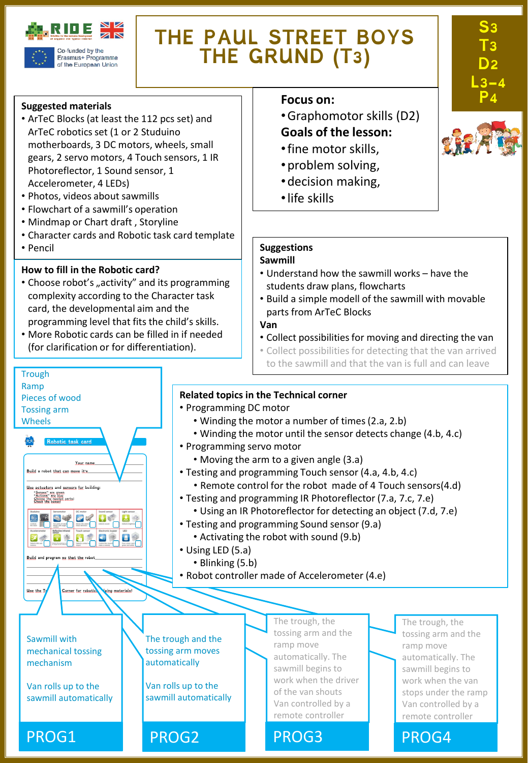RIDE

Co-funded by the Erasmus+ Programme of the European Union

# THE PAUL STREET BOYS THE GRUND (T3)

S3
T3
D2
L3–4
P4

**Suggested materials**

- ArTeC Blocks (at least the 112 pcs set) and ArTeC robotics set (1 or 2 Studuino motherboards, 3 DC motors, wheels, small gears, 2 servo motors, 4 Touch sensors, 1 IR Photoreflector, 1 Sound sensor, 1 Accelerometer, 4 LEDs)
- Photos, videos about sawmills
- Flowchart of a sawmill's operation
- Mindmap or Chart draft , Storyline
- Character cards and Robotic task card template
- Pencil

**Focus on:**

- Graphomotor skills (D2)

**Goals of the lesson:**

- fine motor skills,
- problem solving,
- decision making,
- life skills

**How to fill in the Robotic card?**

- Choose robot's „activity" and its programming complexity according to the Character task card, the developmental aim and the programming level that fits the child's skills.
- More Robotic cards can be filled in if needed (for clarification or for differentiation).

**Suggestions**

**Sawmill**

- Understand how the sawmill works – have the students draw plans, flowcharts
- Build a simple modell of the sawmill with movable parts from ArTeC Blocks

**Van**

- Collect possibilities for moving and directing the van
- Collect possibilities for detecting that the van arrived to the sawmill and that the van is full and can leave

Trough
Ramp
Pieces of wood
Tossing arm
Wheels

**Related topics in the Technical corner**

- Programming DC motor
  - Winding the motor a number of times (2.a, 2.b)
  - Winding the motor until the sensor detects change (4.b, 4.c)
- Programming servo motor
  - Moving the arm to a given angle (3.a)
- Testing and programming Touch sensor (4.a, 4.b, 4.c)
  - Remote control for the robot made of 4 Touch sensors(4.d)
- Testing and programming IR Photoreflector (7.a, 7.c, 7.e)
  - Using an IR Photoreflector for detecting an object (7.d, 7.e)
- Testing and programming Sound sensor (9.a)
  - Activating the robot with sound (9.b)
- Using LED (5.a)
  - Blinking (5.b)
- Robot controller made of Accelerometer (4.e)

Robotic task card

Your name
Build a robot that can move it's
Use actuators and sensors for building:
Build and program so that the robot
Use the Technical Corner for robotics helping materials!

**PROG1**

Sawmill with mechanical tossing mechanism

Van rolls up to the sawmill automatically

**PROG2**

The trough and the tossing arm moves automatically

Van rolls up to the sawmill automatically

**PROG3**

The trough, the tossing arm and the ramp move automatically. The sawmill begins to work when the driver of the van shouts

Van controlled by a remote controller

**PROG4**

The trough, the tossing arm and the ramp move automatically. The sawmill begins to work when the van stops under the ramp

Van controlled by a remote controller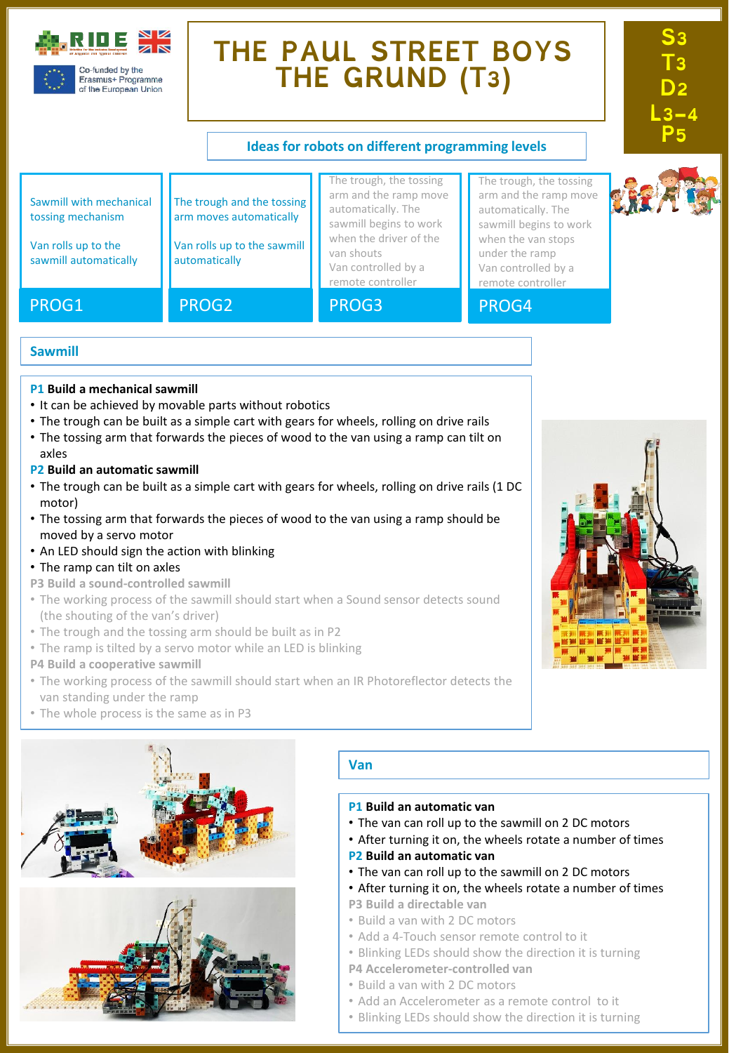Co-funded by the Erasmus+ Programme of the European Union

# THE PAUL STREET BOYS THE GRUND (T3)

S3
T3
D2
L3–4
P5

## Ideas for robots on different programming levels

| PROG1 | PROG2 | PROG3 | PROG4 |
|---|---|---|---|
| Sawmill with mechanical tossing mechanism<br><br>Van rolls up to the sawmill automatically | The trough and the tossing arm moves automatically<br><br>Van rolls up to the sawmill automatically | The trough, the tossing arm and the ramp move automatically. The sawmill begins to work when the driver of the van shouts<br>Van controlled by a remote controller | The trough, the tossing arm and the ramp move automatically. The sawmill begins to work when the van stops under the ramp<br>Van controlled by a remote controller |

## Sawmill

**P1 Build a mechanical sawmill**

- It can be achieved by movable parts without robotics
- The trough can be built as a simple cart with gears for wheels, rolling on drive rails
- The tossing arm that forwards the pieces of wood to the van using a ramp can tilt on axles

**P2 Build an automatic sawmill**

- The trough can be built as a simple cart with gears for wheels, rolling on drive rails (1 DC motor)
- The tossing arm that forwards the pieces of wood to the van using a ramp should be moved by a servo motor
- An LED should sign the action with blinking
- The ramp can tilt on axles

**P3 Build a sound-controlled sawmill**

- The working process of the sawmill should start when a Sound sensor detects sound (the shouting of the van's driver)
- The trough and the tossing arm should be built as in P2
- The ramp is tilted by a servo motor while an LED is blinking

**P4 Build a cooperative sawmill**

- The working process of the sawmill should start when an IR Photoreflector detects the van standing under the ramp
- The whole process is the same as in P3

## Van

**P1 Build an automatic van**

- The van can roll up to the sawmill on 2 DC motors
- After turning it on, the wheels rotate a number of times

**P2 Build an automatic van**

- The van can roll up to the sawmill on 2 DC motors
- After turning it on, the wheels rotate a number of times

**P3 Build a directable van**

- Build a van with 2 DC motors
- Add a 4-Touch sensor remote control to it
- Blinking LEDs should show the direction it is turning

**P4 Accelerometer-controlled van**

- Build a van with 2 DC motors
- Add an Accelerometer as a remote control to it
- Blinking LEDs should show the direction it is turning